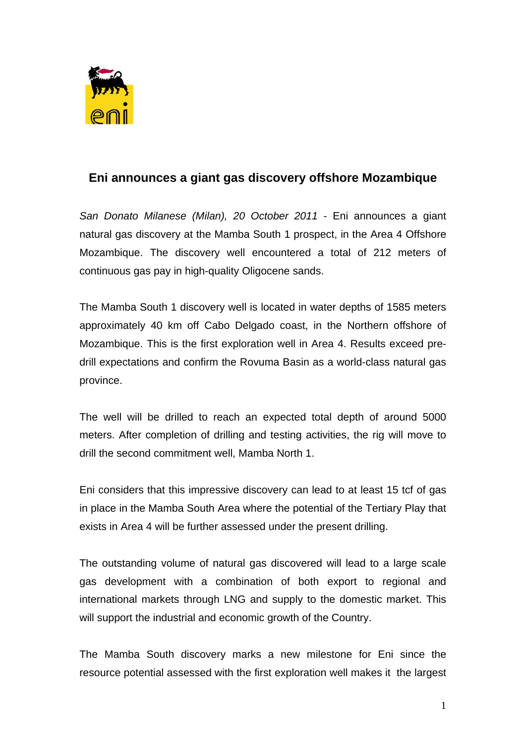# Eni announces a giant gas discovery offshore Mozambique

*San Donato Milanese (Milan), 20 October 2011* - Eni announces a giant natural gas discovery at the Mamba South 1 prospect, in the Area 4 Offshore Mozambique. The discovery well encountered a total of 212 meters of continuous gas pay in high-quality Oligocene sands.

The Mamba South 1 discovery well is located in water depths of 1585 meters approximately 40 km off Cabo Delgado coast, in the Northern offshore of Mozambique. This is the first exploration well in Area 4. Results exceed pre-drill expectations and confirm the Rovuma Basin as a world-class natural gas province.

The well will be drilled to reach an expected total depth of around 5000 meters. After completion of drilling and testing activities, the rig will move to drill the second commitment well, Mamba North 1.

Eni considers that this impressive discovery can lead to at least 15 tcf of gas in place in the Mamba South Area where the potential of the Tertiary Play that exists in Area 4 will be further assessed under the present drilling.

The outstanding volume of natural gas discovered will lead to a large scale gas development with a combination of both export to regional and international markets through LNG and supply to the domestic market. This will support the industrial and economic growth of the Country.

The Mamba South discovery marks a new milestone for Eni since the resource potential assessed with the first exploration well makes it the largest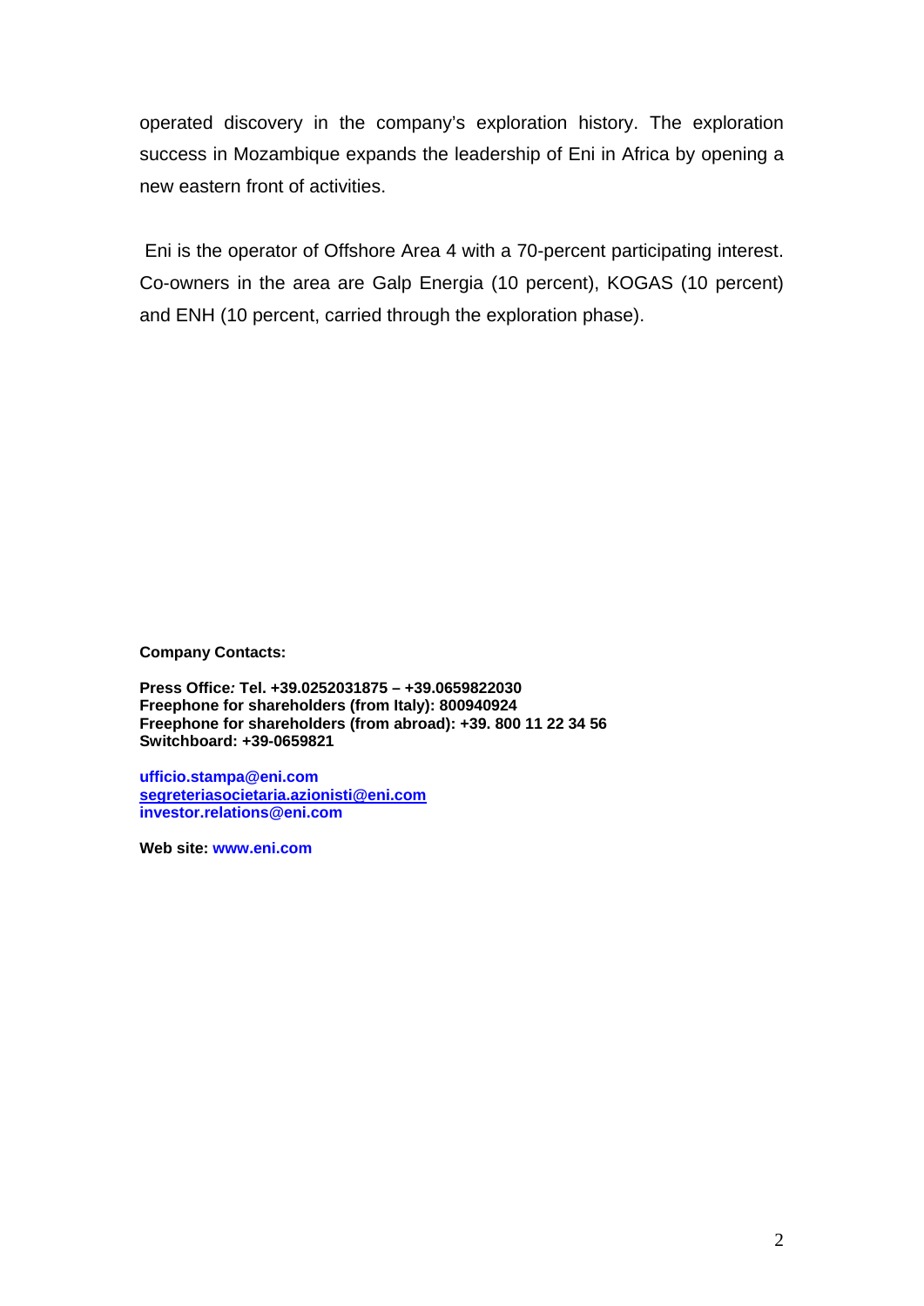operated discovery in the company's exploration history. The exploration success in Mozambique expands the leadership of Eni in Africa by opening a new eastern front of activities.

Eni is the operator of Offshore Area 4 with a 70-percent participating interest. Co-owners in the area are Galp Energia (10 percent), KOGAS (10 percent) and ENH (10 percent, carried through the exploration phase).

**Company Contacts:**

**Press Office: Tel. +39.0252031875 – +39.0659822030**
**Freephone for shareholders (from Italy): 800940924**
**Freephone for shareholders (from abroad): +39. 800 11 22 34 56**
**Switchboard: +39-0659821**

**ufficio.stampa@eni.com**
**segreteriasocietaria.azionisti@eni.com**
**investor.relations@eni.com**

**Web site: www.eni.com**